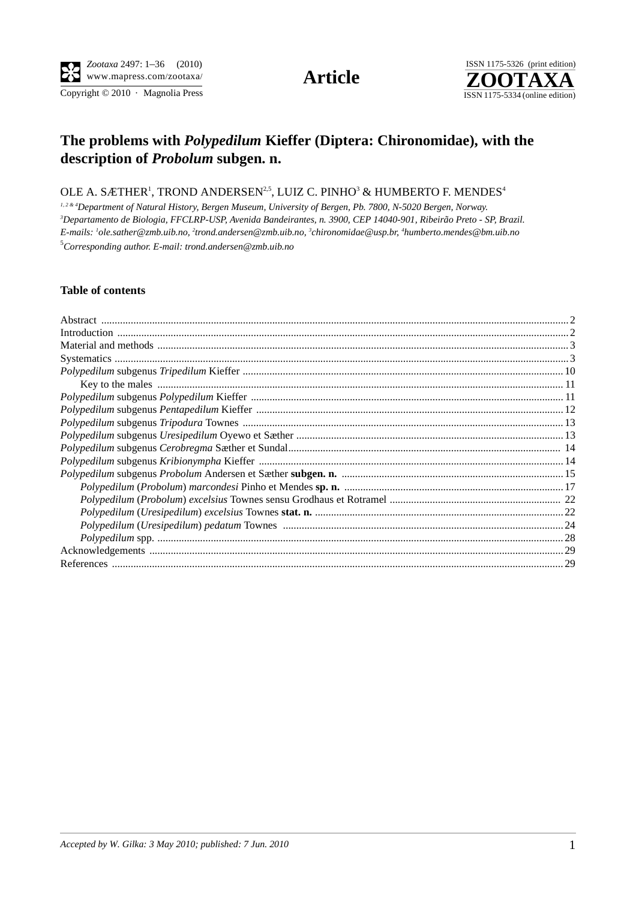# The problems with *Polypedilum* Kieffer (Diptera: Chironomidae), with the description of *Probolum* subgen. n.

OLE A. SÆTHER[1], TROND ANDERSEN[2,5], LUIZ C. PINHO[3] & HUMBERTO F. MENDES[4]

[1, 2 & 4] *Department of Natural History, Bergen Museum, University of Bergen, Pb. 7800, N-5020 Bergen, Norway.*
[3] *Departamento de Biologia, FFCLRP-USP, Avenida Bandeirantes, n. 3900, CEP 14040-901, Ribeirão Preto - SP, Brazil.*
*E-mails:* [1] *ole.sather@zmb.uib.no,* [2] *trond.andersen@zmb.uib.no,* [3] *chironomidae@usp.br,* [4] *humberto.mendes@bm.uib.no*
[5] *Corresponding author. E-mail: trond.andersen@zmb.uib.no*

## Table of contents

- Abstract ... 2
- Introduction ... 2
- Material and methods ... 3
- Systematics ... 3
- *Polypedilum* subgenus *Tripedilum* Kieffer ... 10
  - Key to the males ... 11
- *Polypedilum* subgenus *Polypedilum* Kieffer ... 11
- *Polypedilum* subgenus *Pentapedilum* Kieffer ... 12
- *Polypedilum* subgenus *Tripodura* Townes ... 13
- *Polypedilum* subgenus *Uresipedilum* Oyewo et Sæther ... 13
- *Polypedilum* subgenus *Cerobregma* Sæther et Sundal ... 14
- *Polypedilum* subgenus *Kribionympha* Kieffer ... 14
- *Polypedilum* subgenus *Probolum* Andersen et Sæther **subgen. n.** ... 15
  - *Polypedilum* (*Probolum*) *marcondesi* Pinho et Mendes **sp. n.** ... 17
  - *Polypedilum* (*Probolum*) *excelsius* Townes sensu Grodhaus et Rotramel ... 22
  - *Polypedilum* (*Uresipedilum*) *excelsius* Townes **stat. n.** ... 22
  - *Polypedilum* (*Uresipedilum*) *pedatum* Townes ... 24
  - *Polypedilum* spp. ... 28
- Acknowledgements ... 29
- References ... 29

*Accepted by W. Gilka: 3 May 2010; published: 7 Jun. 2010*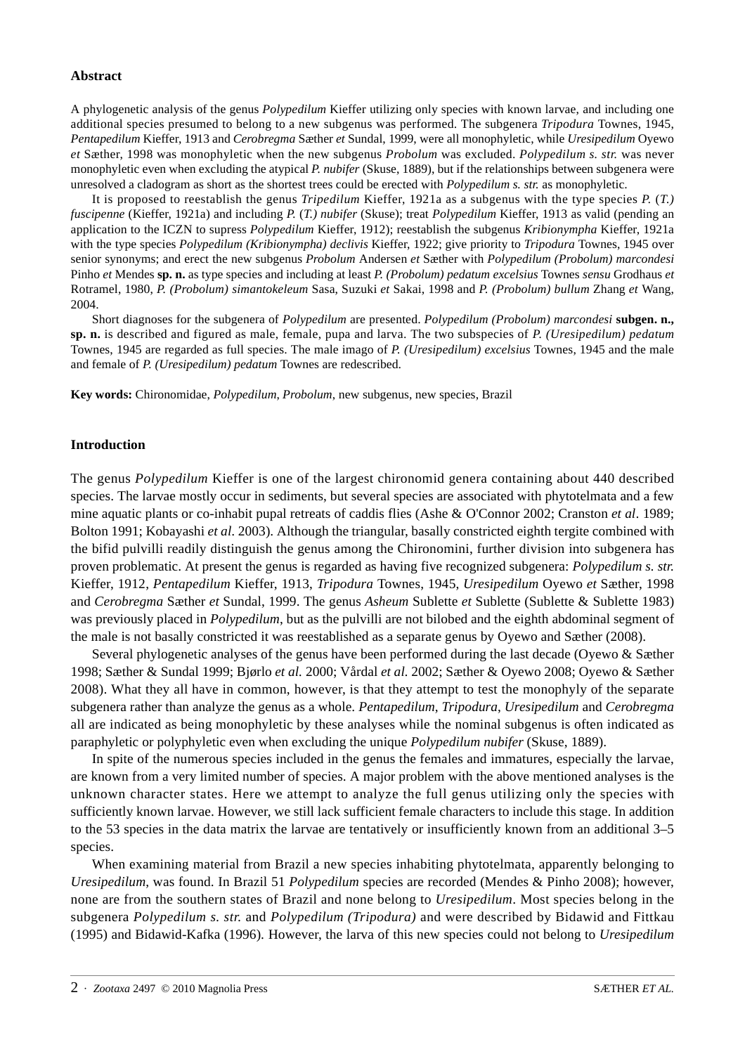## Abstract

A phylogenetic analysis of the genus *Polypedilum* Kieffer utilizing only species with known larvae, and including one additional species presumed to belong to a new subgenus was performed. The subgenera *Tripodura* Townes, 1945, *Pentapedilum* Kieffer, 1913 and *Cerobregma* Sæther *et* Sundal, 1999, were all monophyletic, while *Uresipedilum* Oyewo *et* Sæther, 1998 was monophyletic when the new subgenus *Probolum* was excluded. *Polypedilum s. str.* was never monophyletic even when excluding the atypical *P. nubifer* (Skuse, 1889), but if the relationships between subgenera were unresolved a cladogram as short as the shortest trees could be erected with *Polypedilum s. str.* as monophyletic.

It is proposed to reestablish the genus *Tripedilum* Kieffer, 1921a as a subgenus with the type species *P.* (*T.) fuscipenne* (Kieffer, 1921a) and including *P.* (*T.) nubifer* (Skuse); treat *Polypedilum* Kieffer, 1913 as valid (pending an application to the ICZN to supress *Polypedilum* Kieffer, 1912); reestablish the subgenus *Kribionympha* Kieffer, 1921a with the type species *Polypedilum (Kribionympha) declivis* Kieffer, 1922; give priority to *Tripodura* Townes, 1945 over senior synonyms; and erect the new subgenus *Probolum* Andersen *et* Sæther with *Polypedilum (Probolum) marcondesi* Pinho *et* Mendes **sp. n.** as type species and including at least *P. (Probolum) pedatum excelsius* Townes *sensu* Grodhaus *et* Rotramel, 1980, *P. (Probolum) simantokeleum* Sasa, Suzuki *et* Sakai, 1998 and *P. (Probolum) bullum* Zhang *et* Wang, 2004.

Short diagnoses for the subgenera of *Polypedilum* are presented. *Polypedilum (Probolum) marcondesi* **subgen. n., sp. n.** is described and figured as male, female, pupa and larva. The two subspecies of *P. (Uresipedilum) pedatum* Townes, 1945 are regarded as full species. The male imago of *P. (Uresipedilum) excelsius* Townes, 1945 and the male and female of *P. (Uresipedilum) pedatum* Townes are redescribed.

**Key words:** Chironomidae, *Polypedilum*, *Probolum*, new subgenus, new species, Brazil

## Introduction

The genus *Polypedilum* Kieffer is one of the largest chironomid genera containing about 440 described species. The larvae mostly occur in sediments, but several species are associated with phytotelmata and a few mine aquatic plants or co-inhabit pupal retreats of caddis flies (Ashe & O'Connor 2002; Cranston *et al*. 1989; Bolton 1991; Kobayashi *et al*. 2003). Although the triangular, basally constricted eighth tergite combined with the bifid pulvilli readily distinguish the genus among the Chironomini, further division into subgenera has proven problematic. At present the genus is regarded as having five recognized subgenera: *Polypedilum s. str.* Kieffer, 1912, *Pentapedilum* Kieffer, 1913, *Tripodura* Townes, 1945, *Uresipedilum* Oyewo *et* Sæther, 1998 and *Cerobregma* Sæther *et* Sundal, 1999. The genus *Asheum* Sublette *et* Sublette (Sublette & Sublette 1983) was previously placed in *Polypedilum*, but as the pulvilli are not bilobed and the eighth abdominal segment of the male is not basally constricted it was reestablished as a separate genus by Oyewo and Sæther (2008).

Several phylogenetic analyses of the genus have been performed during the last decade (Oyewo & Sæther 1998; Sæther & Sundal 1999; Bjørlo *et al.* 2000; Vårdal *et al.* 2002; Sæther & Oyewo 2008; Oyewo & Sæther 2008). What they all have in common, however, is that they attempt to test the monophyly of the separate subgenera rather than analyze the genus as a whole. *Pentapedilum*, *Tripodura*, *Uresipedilum* and *Cerobregma* all are indicated as being monophyletic by these analyses while the nominal subgenus is often indicated as paraphyletic or polyphyletic even when excluding the unique *Polypedilum nubifer* (Skuse, 1889).

In spite of the numerous species included in the genus the females and immatures, especially the larvae, are known from a very limited number of species. A major problem with the above mentioned analyses is the unknown character states. Here we attempt to analyze the full genus utilizing only the species with sufficiently known larvae. However, we still lack sufficient female characters to include this stage. In addition to the 53 species in the data matrix the larvae are tentatively or insufficiently known from an additional 3–5 species.

When examining material from Brazil a new species inhabiting phytotelmata, apparently belonging to *Uresipedilum*, was found. In Brazil 51 *Polypedilum* species are recorded (Mendes & Pinho 2008); however, none are from the southern states of Brazil and none belong to *Uresipedilum*. Most species belong in the subgenera *Polypedilum s. str.* and *Polypedilum (Tripodura)* and were described by Bidawid and Fittkau (1995) and Bidawid-Kafka (1996). However, the larva of this new species could not belong to *Uresipedilum*